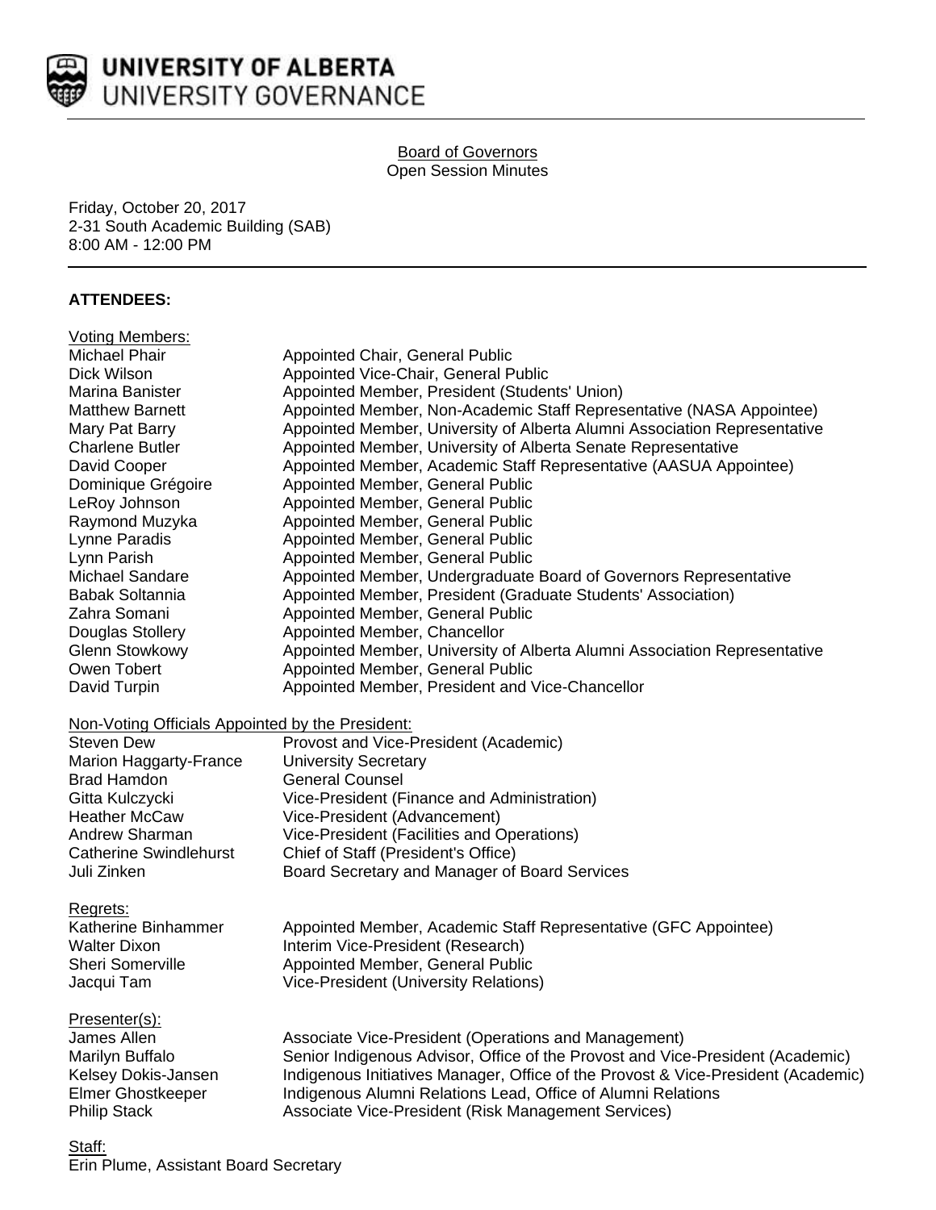**UNIVERSITY OF ALBERTA**
UNIVERSITY GOVERNANCE

# Board of Governors
Open Session Minutes

Friday, October 20, 2017
2-31 South Academic Building (SAB)
8:00 AM - 12:00 PM

## ATTENDEES:

Voting Members:

| | |
|---|---|
| Michael Phair | Appointed Chair, General Public |
| Dick Wilson | Appointed Vice-Chair, General Public |
| Marina Banister | Appointed Member, President (Students' Union) |
| Matthew Barnett | Appointed Member, Non-Academic Staff Representative (NASA Appointee) |
| Mary Pat Barry | Appointed Member, University of Alberta Alumni Association Representative |
| Charlene Butler | Appointed Member, University of Alberta Senate Representative |
| David Cooper | Appointed Member, Academic Staff Representative (AASUA Appointee) |
| Dominique Grégoire | Appointed Member, General Public |
| LeRoy Johnson | Appointed Member, General Public |
| Raymond Muzyka | Appointed Member, General Public |
| Lynne Paradis | Appointed Member, General Public |
| Lynn Parish | Appointed Member, General Public |
| Michael Sandare | Appointed Member, Undergraduate Board of Governors Representative |
| Babak Soltannia | Appointed Member, President (Graduate Students' Association) |
| Zahra Somani | Appointed Member, General Public |
| Douglas Stollery | Appointed Member, Chancellor |
| Glenn Stowkowy | Appointed Member, University of Alberta Alumni Association Representative |
| Owen Tobert | Appointed Member, General Public |
| David Turpin | Appointed Member, President and Vice-Chancellor |

Non-Voting Officials Appointed by the President:

| | |
|---|---|
| Steven Dew | Provost and Vice-President (Academic) |
| Marion Haggarty-France | University Secretary |
| Brad Hamdon | General Counsel |
| Gitta Kulczycki | Vice-President (Finance and Administration) |
| Heather McCaw | Vice-President (Advancement) |
| Andrew Sharman | Vice-President (Facilities and Operations) |
| Catherine Swindlehurst | Chief of Staff (President's Office) |
| Juli Zinken | Board Secretary and Manager of Board Services |

Regrets:

| | |
|---|---|
| Katherine Binhammer | Appointed Member, Academic Staff Representative (GFC Appointee) |
| Walter Dixon | Interim Vice-President (Research) |
| Sheri Somerville | Appointed Member, General Public |
| Jacqui Tam | Vice-President (University Relations) |

Presenter(s):

| | |
|---|---|
| James Allen | Associate Vice-President (Operations and Management) |
| Marilyn Buffalo | Senior Indigenous Advisor, Office of the Provost and Vice-President (Academic) |
| Kelsey Dokis-Jansen | Indigenous Initiatives Manager, Office of the Provost & Vice-President (Academic) |
| Elmer Ghostkeeper | Indigenous Alumni Relations Lead, Office of Alumni Relations |
| Philip Stack | Associate Vice-President (Risk Management Services) |

Staff:
Erin Plume, Assistant Board Secretary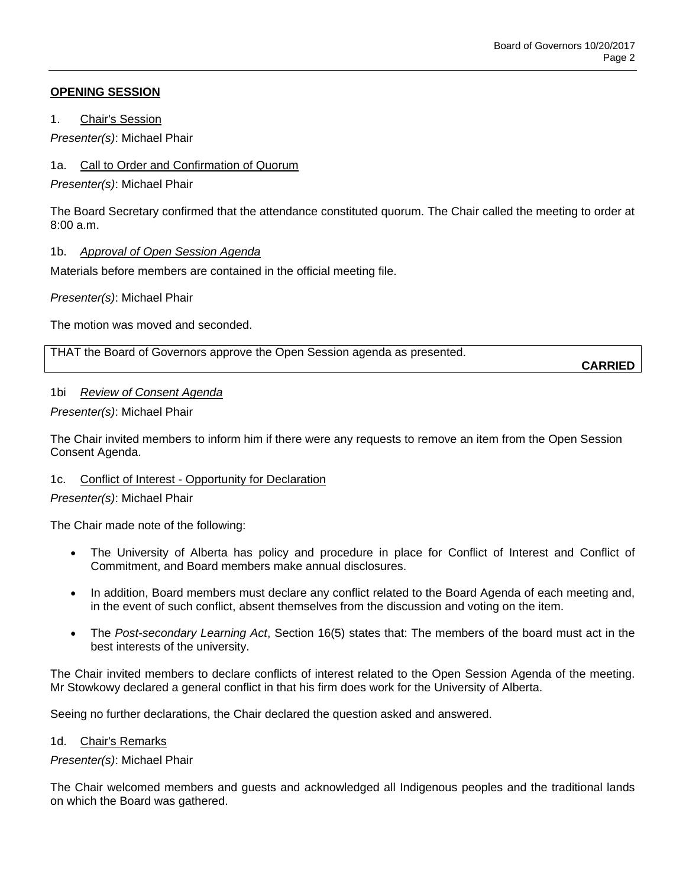**OPENING SESSION**

1. Chair's Session

*Presenter(s)*: Michael Phair

1a. Call to Order and Confirmation of Quorum

*Presenter(s)*: Michael Phair

The Board Secretary confirmed that the attendance constituted quorum. The Chair called the meeting to order at 8:00 a.m.

1b. *Approval of Open Session Agenda*

Materials before members are contained in the official meeting file.

*Presenter(s)*: Michael Phair

The motion was moved and seconded.

THAT the Board of Governors approve the Open Session agenda as presented.

**CARRIED**

1bi *Review of Consent Agenda*

*Presenter(s)*: Michael Phair

The Chair invited members to inform him if there were any requests to remove an item from the Open Session Consent Agenda.

1c. Conflict of Interest - Opportunity for Declaration

*Presenter(s)*: Michael Phair

The Chair made note of the following:

- The University of Alberta has policy and procedure in place for Conflict of Interest and Conflict of Commitment, and Board members make annual disclosures.
- In addition, Board members must declare any conflict related to the Board Agenda of each meeting and, in the event of such conflict, absent themselves from the discussion and voting on the item.
- The *Post-secondary Learning Act*, Section 16(5) states that: The members of the board must act in the best interests of the university.

The Chair invited members to declare conflicts of interest related to the Open Session Agenda of the meeting. Mr Stowkowy declared a general conflict in that his firm does work for the University of Alberta.

Seeing no further declarations, the Chair declared the question asked and answered.

1d. Chair's Remarks

*Presenter(s)*: Michael Phair

The Chair welcomed members and guests and acknowledged all Indigenous peoples and the traditional lands on which the Board was gathered.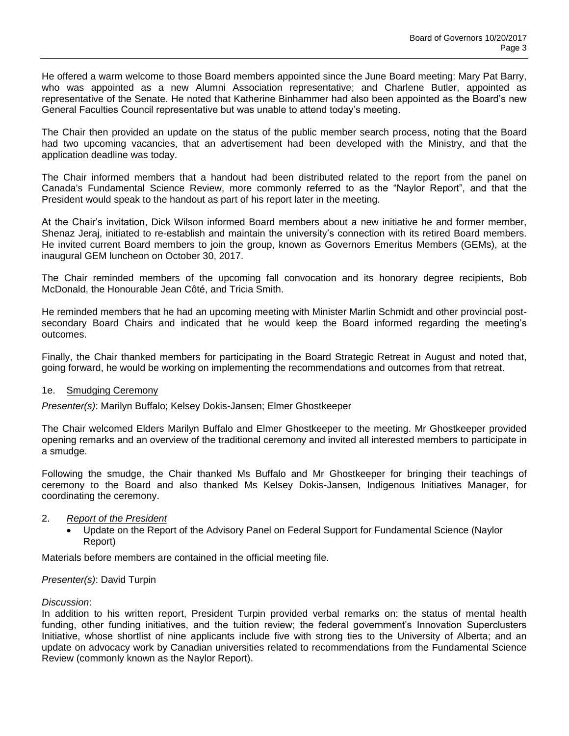He offered a warm welcome to those Board members appointed since the June Board meeting: Mary Pat Barry, who was appointed as a new Alumni Association representative; and Charlene Butler, appointed as representative of the Senate. He noted that Katherine Binhammer had also been appointed as the Board's new General Faculties Council representative but was unable to attend today's meeting.

The Chair then provided an update on the status of the public member search process, noting that the Board had two upcoming vacancies, that an advertisement had been developed with the Ministry, and that the application deadline was today.

The Chair informed members that a handout had been distributed related to the report from the panel on Canada's Fundamental Science Review, more commonly referred to as the "Naylor Report", and that the President would speak to the handout as part of his report later in the meeting.

At the Chair's invitation, Dick Wilson informed Board members about a new initiative he and former member, Shenaz Jeraj, initiated to re-establish and maintain the university's connection with its retired Board members. He invited current Board members to join the group, known as Governors Emeritus Members (GEMs), at the inaugural GEM luncheon on October 30, 2017.

The Chair reminded members of the upcoming fall convocation and its honorary degree recipients, Bob McDonald, the Honourable Jean Côté, and Tricia Smith.

He reminded members that he had an upcoming meeting with Minister Marlin Schmidt and other provincial post-secondary Board Chairs and indicated that he would keep the Board informed regarding the meeting's outcomes.

Finally, the Chair thanked members for participating in the Board Strategic Retreat in August and noted that, going forward, he would be working on implementing the recommendations and outcomes from that retreat.

1e. Smudging Ceremony

*Presenter(s)*: Marilyn Buffalo; Kelsey Dokis-Jansen; Elmer Ghostkeeper

The Chair welcomed Elders Marilyn Buffalo and Elmer Ghostkeeper to the meeting. Mr Ghostkeeper provided opening remarks and an overview of the traditional ceremony and invited all interested members to participate in a smudge.

Following the smudge, the Chair thanked Ms Buffalo and Mr Ghostkeeper for bringing their teachings of ceremony to the Board and also thanked Ms Kelsey Dokis-Jansen, Indigenous Initiatives Manager, for coordinating the ceremony.

2. *Report of the President*
   - Update on the Report of the Advisory Panel on Federal Support for Fundamental Science (Naylor Report)

Materials before members are contained in the official meeting file.

*Presenter(s)*: David Turpin

*Discussion*:
In addition to his written report, President Turpin provided verbal remarks on: the status of mental health funding, other funding initiatives, and the tuition review; the federal government's Innovation Superclusters Initiative, whose shortlist of nine applicants include five with strong ties to the University of Alberta; and an update on advocacy work by Canadian universities related to recommendations from the Fundamental Science Review (commonly known as the Naylor Report).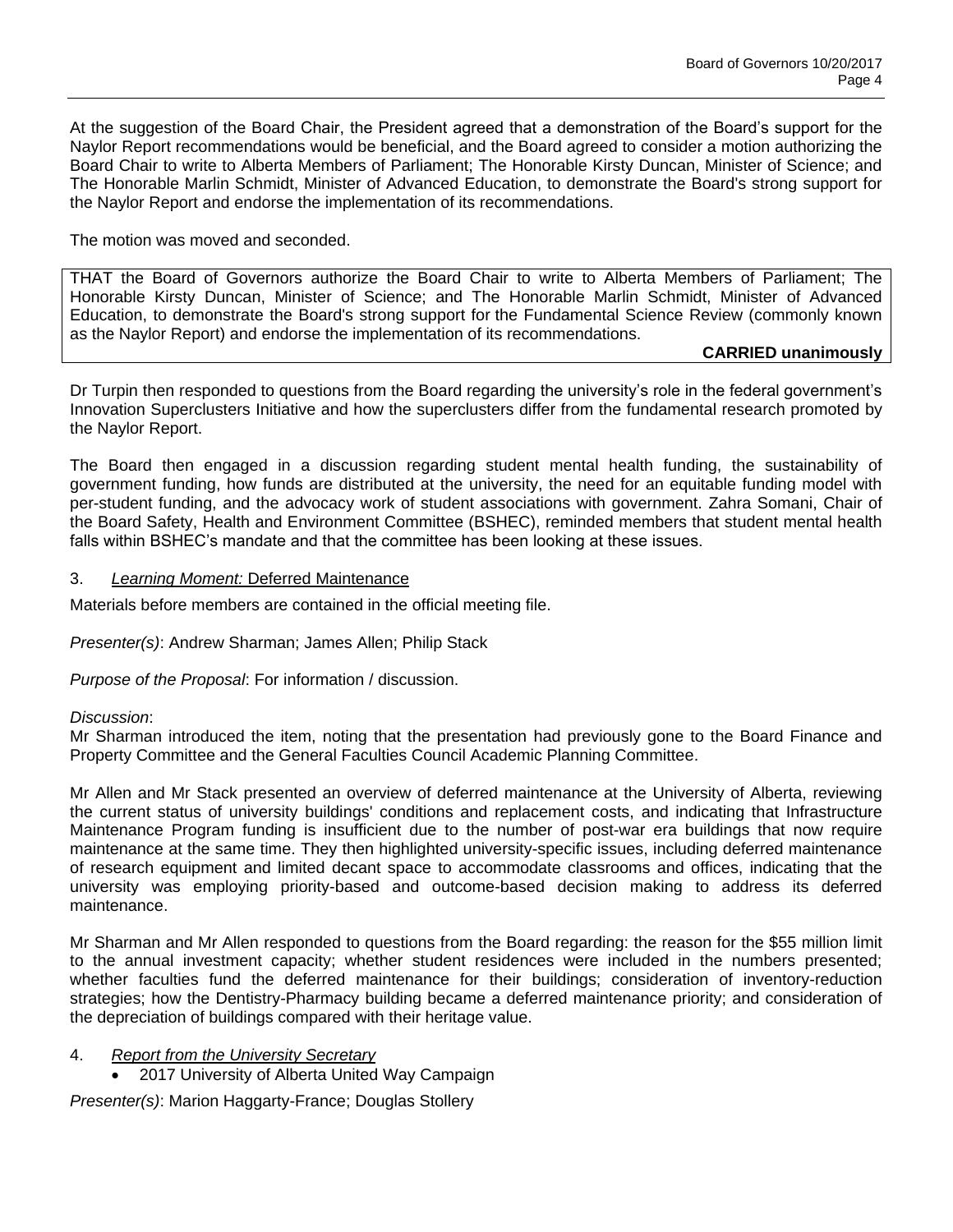At the suggestion of the Board Chair, the President agreed that a demonstration of the Board's support for the Naylor Report recommendations would be beneficial, and the Board agreed to consider a motion authorizing the Board Chair to write to Alberta Members of Parliament; The Honorable Kirsty Duncan, Minister of Science; and The Honorable Marlin Schmidt, Minister of Advanced Education, to demonstrate the Board's strong support for the Naylor Report and endorse the implementation of its recommendations.

The motion was moved and seconded.

THAT the Board of Governors authorize the Board Chair to write to Alberta Members of Parliament; The Honorable Kirsty Duncan, Minister of Science; and The Honorable Marlin Schmidt, Minister of Advanced Education, to demonstrate the Board's strong support for the Fundamental Science Review (commonly known as the Naylor Report) and endorse the implementation of its recommendations.

**CARRIED unanimously**

Dr Turpin then responded to questions from the Board regarding the university's role in the federal government's Innovation Superclusters Initiative and how the superclusters differ from the fundamental research promoted by the Naylor Report.

The Board then engaged in a discussion regarding student mental health funding, the sustainability of government funding, how funds are distributed at the university, the need for an equitable funding model with per-student funding, and the advocacy work of student associations with government. Zahra Somani, Chair of the Board Safety, Health and Environment Committee (BSHEC), reminded members that student mental health falls within BSHEC's mandate and that the committee has been looking at these issues.

3. *Learning Moment:* Deferred Maintenance

Materials before members are contained in the official meeting file.

*Presenter(s)*: Andrew Sharman; James Allen; Philip Stack

*Purpose of the Proposal*: For information / discussion.

*Discussion*:
Mr Sharman introduced the item, noting that the presentation had previously gone to the Board Finance and Property Committee and the General Faculties Council Academic Planning Committee.

Mr Allen and Mr Stack presented an overview of deferred maintenance at the University of Alberta, reviewing the current status of university buildings' conditions and replacement costs, and indicating that Infrastructure Maintenance Program funding is insufficient due to the number of post-war era buildings that now require maintenance at the same time. They then highlighted university-specific issues, including deferred maintenance of research equipment and limited decant space to accommodate classrooms and offices, indicating that the university was employing priority-based and outcome-based decision making to address its deferred maintenance.

Mr Sharman and Mr Allen responded to questions from the Board regarding: the reason for the $55 million limit to the annual investment capacity; whether student residences were included in the numbers presented; whether faculties fund the deferred maintenance for their buildings; consideration of inventory-reduction strategies; how the Dentistry-Pharmacy building became a deferred maintenance priority; and consideration of the depreciation of buildings compared with their heritage value.

4. *Report from the University Secretary*
   - 2017 University of Alberta United Way Campaign

*Presenter(s)*: Marion Haggarty-France; Douglas Stollery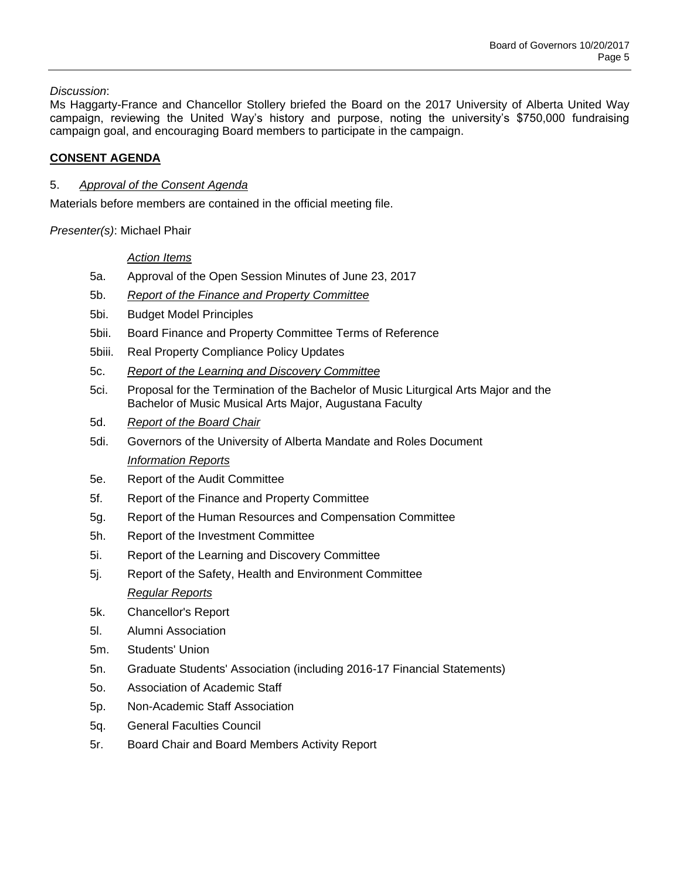*Discussion*:
Ms Haggarty-France and Chancellor Stollery briefed the Board on the 2017 University of Alberta United Way campaign, reviewing the United Way's history and purpose, noting the university's $750,000 fundraising campaign goal, and encouraging Board members to participate in the campaign.

## **CONSENT AGENDA**

5. *Approval of the Consent Agenda*

Materials before members are contained in the official meeting file.

*Presenter(s)*: Michael Phair

*Action Items*

- 5a. Approval of the Open Session Minutes of June 23, 2017
- 5b. *Report of the Finance and Property Committee*
- 5bi. Budget Model Principles
- 5bii. Board Finance and Property Committee Terms of Reference
- 5biii. Real Property Compliance Policy Updates
- 5c. *Report of the Learning and Discovery Committee*
- 5ci. Proposal for the Termination of the Bachelor of Music Liturgical Arts Major and the Bachelor of Music Musical Arts Major, Augustana Faculty
- 5d. *Report of the Board Chair*
- 5di. Governors of the University of Alberta Mandate and Roles Document

*Information Reports*

- 5e. Report of the Audit Committee
- 5f. Report of the Finance and Property Committee
- 5g. Report of the Human Resources and Compensation Committee
- 5h. Report of the Investment Committee
- 5i. Report of the Learning and Discovery Committee
- 5j. Report of the Safety, Health and Environment Committee

*Regular Reports*

- 5k. Chancellor's Report
- 5l. Alumni Association
- 5m. Students' Union
- 5n. Graduate Students' Association (including 2016-17 Financial Statements)
- 5o. Association of Academic Staff
- 5p. Non-Academic Staff Association
- 5q. General Faculties Council
- 5r. Board Chair and Board Members Activity Report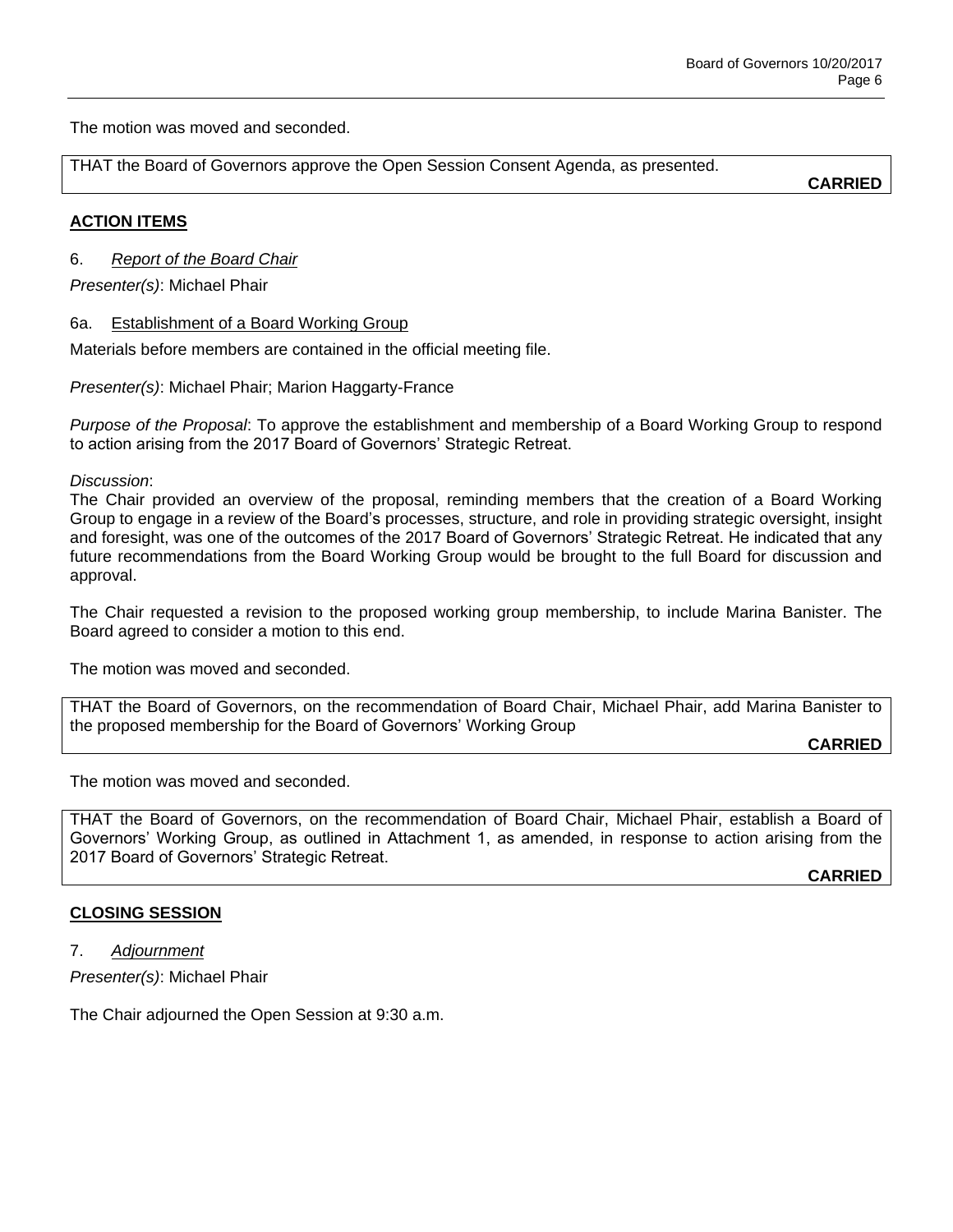The motion was moved and seconded.

| |
|---|
| THAT the Board of Governors approve the Open Session Consent Agenda, as presented. **CARRIED** |

## ACTION ITEMS

6. *Report of the Board Chair*

*Presenter(s)*: Michael Phair

6a. Establishment of a Board Working Group

Materials before members are contained in the official meeting file.

*Presenter(s)*: Michael Phair; Marion Haggarty-France

*Purpose of the Proposal*: To approve the establishment and membership of a Board Working Group to respond to action arising from the 2017 Board of Governors' Strategic Retreat.

*Discussion*:

The Chair provided an overview of the proposal, reminding members that the creation of a Board Working Group to engage in a review of the Board's processes, structure, and role in providing strategic oversight, insight and foresight, was one of the outcomes of the 2017 Board of Governors' Strategic Retreat. He indicated that any future recommendations from the Board Working Group would be brought to the full Board for discussion and approval.

The Chair requested a revision to the proposed working group membership, to include Marina Banister. The Board agreed to consider a motion to this end.

The motion was moved and seconded.

| |
|---|
| THAT the Board of Governors, on the recommendation of Board Chair, Michael Phair, add Marina Banister to the proposed membership for the Board of Governors' Working Group **CARRIED** |

The motion was moved and seconded.

| |
|---|
| THAT the Board of Governors, on the recommendation of Board Chair, Michael Phair, establish a Board of Governors' Working Group, as outlined in Attachment 1, as amended, in response to action arising from the 2017 Board of Governors' Strategic Retreat. **CARRIED** |

## CLOSING SESSION

7. *Adjournment*

*Presenter(s)*: Michael Phair

The Chair adjourned the Open Session at 9:30 a.m.